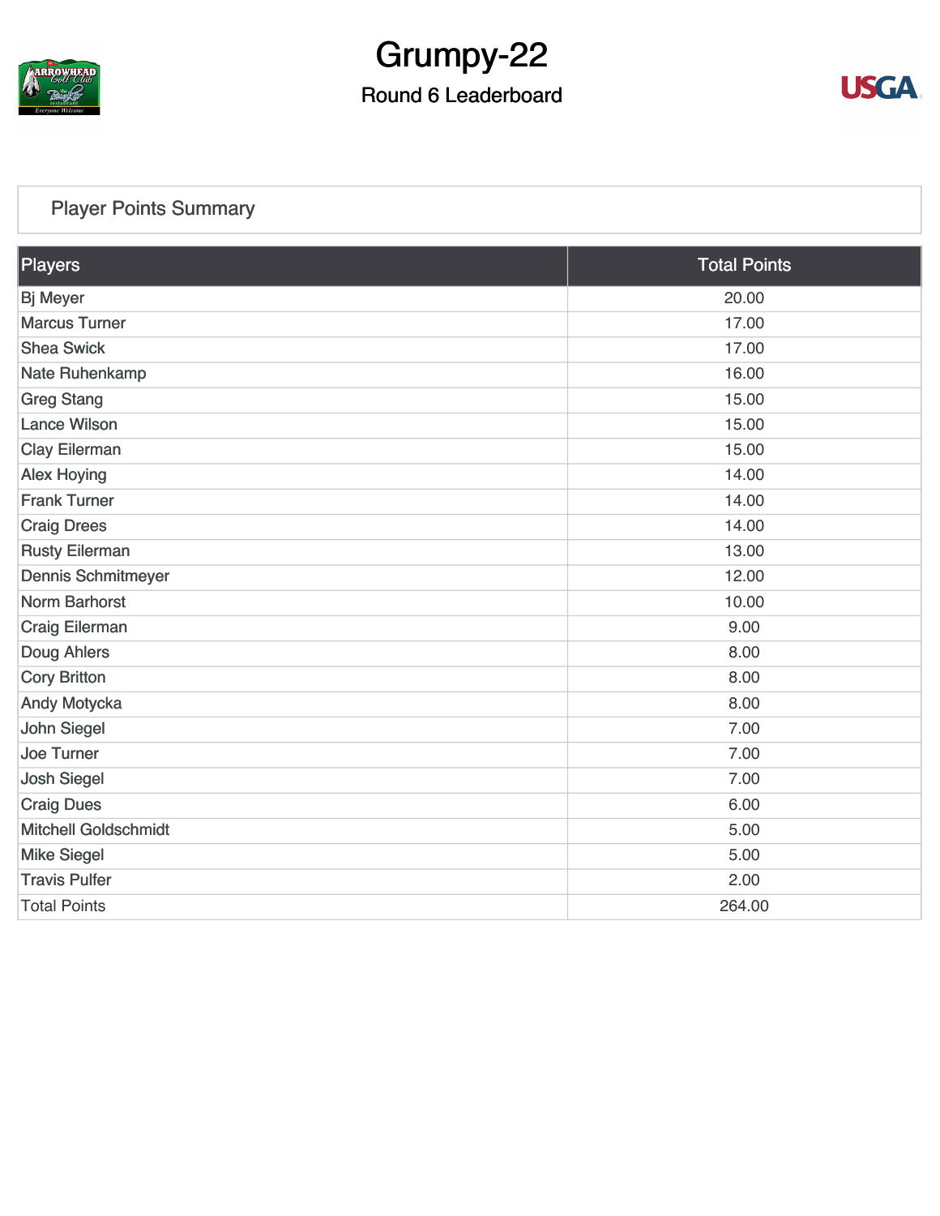# Grumpy-22

## Round 6 Leaderboard

### Player Points Summary

| Players | Total Points |
|---|---|
| Bj Meyer | 20.00 |
| Marcus Turner | 17.00 |
| Shea Swick | 17.00 |
| Nate Ruhenkamp | 16.00 |
| Greg Stang | 15.00 |
| Lance Wilson | 15.00 |
| Clay Eilerman | 15.00 |
| Alex Hoying | 14.00 |
| Frank Turner | 14.00 |
| Craig Drees | 14.00 |
| Rusty Eilerman | 13.00 |
| Dennis Schmitmeyer | 12.00 |
| Norm Barhorst | 10.00 |
| Craig Eilerman | 9.00 |
| Doug Ahlers | 8.00 |
| Cory Britton | 8.00 |
| Andy Motycka | 8.00 |
| John Siegel | 7.00 |
| Joe Turner | 7.00 |
| Josh Siegel | 7.00 |
| Craig Dues | 6.00 |
| Mitchell Goldschmidt | 5.00 |
| Mike Siegel | 5.00 |
| Travis Pulfer | 2.00 |
| Total Points | 264.00 |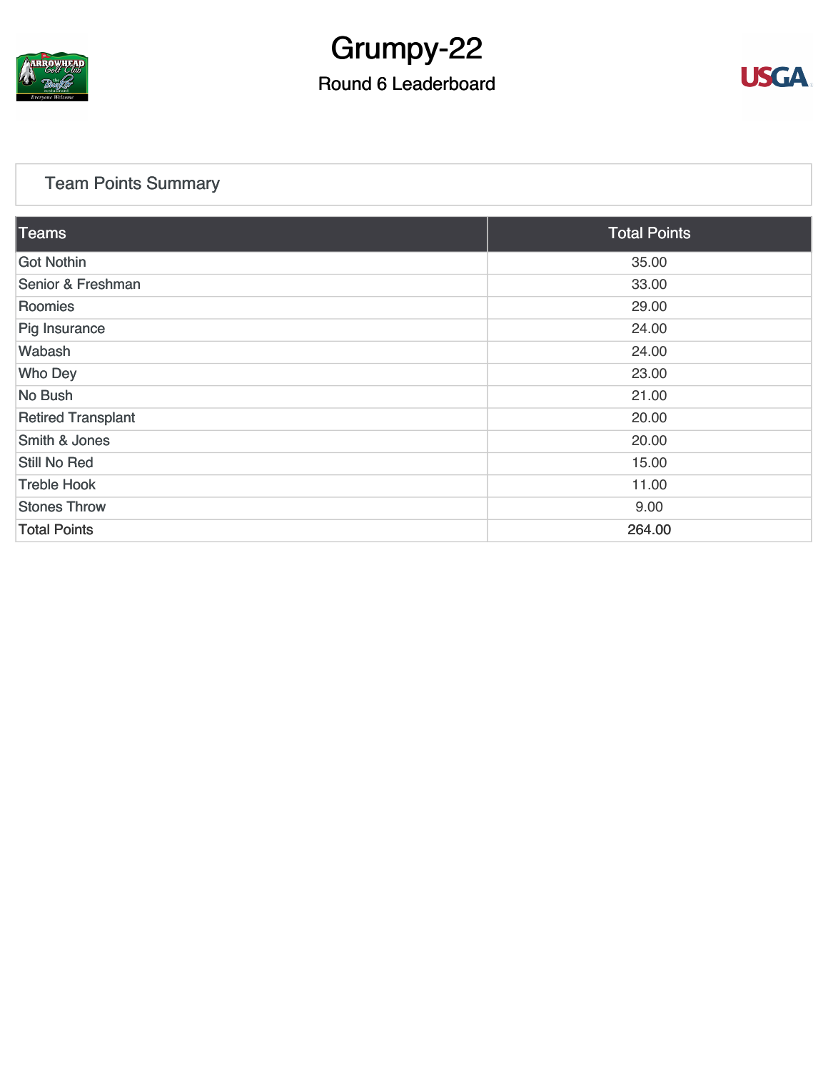# Grumpy-22

## Round 6 Leaderboard

### Team Points Summary

| Teams | Total Points |
| --- | --- |
| Got Nothin | 35.00 |
| Senior & Freshman | 33.00 |
| Roomies | 29.00 |
| Pig Insurance | 24.00 |
| Wabash | 24.00 |
| Who Dey | 23.00 |
| No Bush | 21.00 |
| Retired Transplant | 20.00 |
| Smith & Jones | 20.00 |
| Still No Red | 15.00 |
| Treble Hook | 11.00 |
| Stones Throw | 9.00 |
| Total Points | 264.00 |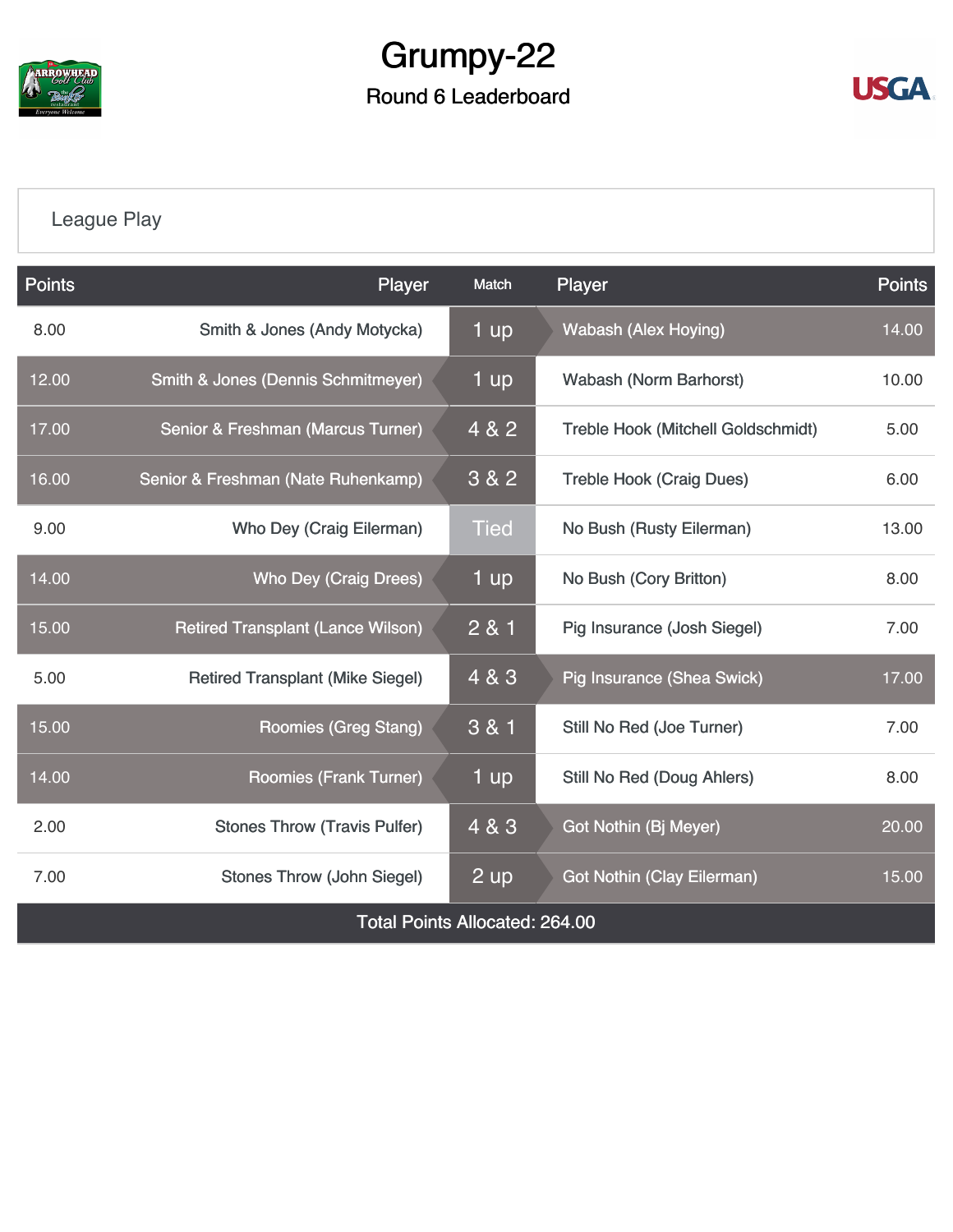# Grumpy-22

## Round 6 Leaderboard

League Play

| Points | Player | Match | Player | Points |
|---|---|---|---|---|
| 8.00 | Smith & Jones (Andy Motycka) | 1 up | Wabash (Alex Hoying) | 14.00 |
| 12.00 | Smith & Jones (Dennis Schmitmeyer) | 1 up | Wabash (Norm Barhorst) | 10.00 |
| 17.00 | Senior & Freshman (Marcus Turner) | 4 & 2 | Treble Hook (Mitchell Goldschmidt) | 5.00 |
| 16.00 | Senior & Freshman (Nate Ruhenkamp) | 3 & 2 | Treble Hook (Craig Dues) | 6.00 |
| 9.00 | Who Dey (Craig Eilerman) | Tied | No Bush (Rusty Eilerman) | 13.00 |
| 14.00 | Who Dey (Craig Drees) | 1 up | No Bush (Cory Britton) | 8.00 |
| 15.00 | Retired Transplant (Lance Wilson) | 2 & 1 | Pig Insurance (Josh Siegel) | 7.00 |
| 5.00 | Retired Transplant (Mike Siegel) | 4 & 3 | Pig Insurance (Shea Swick) | 17.00 |
| 15.00 | Roomies (Greg Stang) | 3 & 1 | Still No Red (Joe Turner) | 7.00 |
| 14.00 | Roomies (Frank Turner) | 1 up | Still No Red (Doug Ahlers) | 8.00 |
| 2.00 | Stones Throw (Travis Pulfer) | 4 & 3 | Got Nothin (Bj Meyer) | 20.00 |
| 7.00 | Stones Throw (John Siegel) | 2 up | Got Nothin (Clay Eilerman) | 15.00 |

Total Points Allocated: 264.00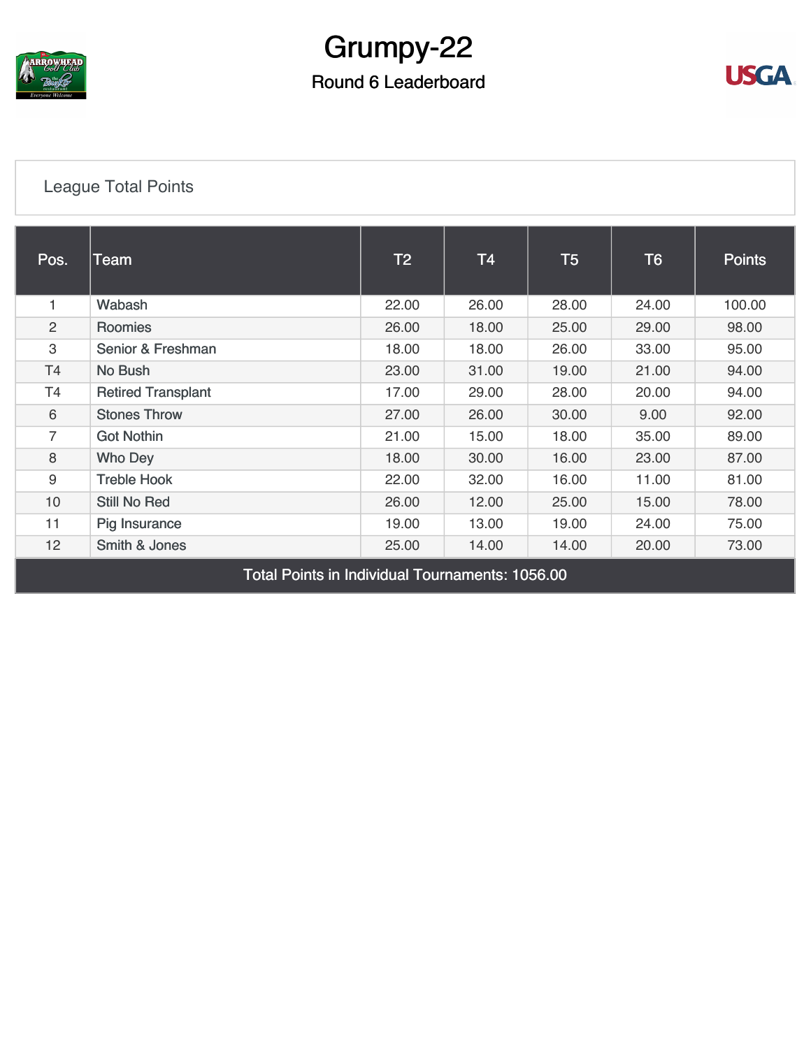# Grumpy-22

## Round 6 Leaderboard

League Total Points

| Pos. | Team | T2 | T4 | T5 | T6 | Points |
|---|---|---|---|---|---|---|
| 1 | Wabash | 22.00 | 26.00 | 28.00 | 24.00 | 100.00 |
| 2 | Roomies | 26.00 | 18.00 | 25.00 | 29.00 | 98.00 |
| 3 | Senior & Freshman | 18.00 | 18.00 | 26.00 | 33.00 | 95.00 |
| T4 | No Bush | 23.00 | 31.00 | 19.00 | 21.00 | 94.00 |
| T4 | Retired Transplant | 17.00 | 29.00 | 28.00 | 20.00 | 94.00 |
| 6 | Stones Throw | 27.00 | 26.00 | 30.00 | 9.00 | 92.00 |
| 7 | Got Nothin | 21.00 | 15.00 | 18.00 | 35.00 | 89.00 |
| 8 | Who Dey | 18.00 | 30.00 | 16.00 | 23.00 | 87.00 |
| 9 | Treble Hook | 22.00 | 32.00 | 16.00 | 11.00 | 81.00 |
| 10 | Still No Red | 26.00 | 12.00 | 25.00 | 15.00 | 78.00 |
| 11 | Pig Insurance | 19.00 | 13.00 | 19.00 | 24.00 | 75.00 |
| 12 | Smith & Jones | 25.00 | 14.00 | 14.00 | 20.00 | 73.00 |

Total Points in Individual Tournaments: 1056.00